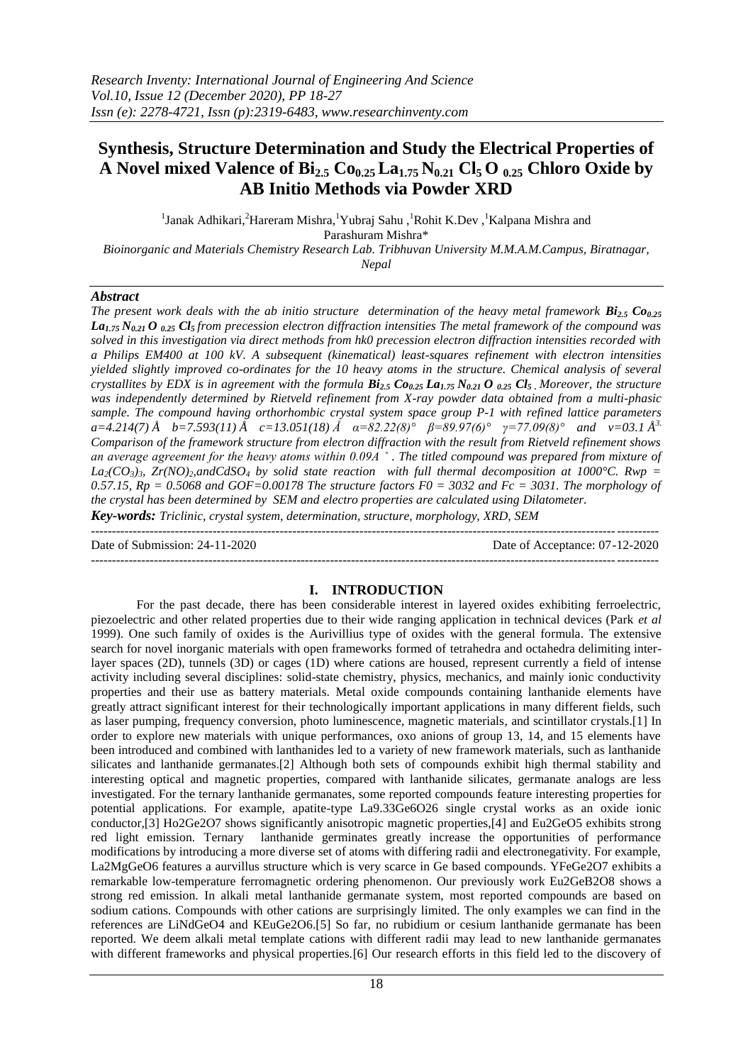# Synthesis, Structure Determination and Study the Electrical Properties of A Novel mixed Valence of $Bi_{2.5}$ $Co_{0.25}$ $La_{1.75}$ $N_{0.21}$ $Cl_5$ $O_{0.25}$ Chloro Oxide by AB Initio Methods via Powder XRD

[1]Janak Adhikari,[2]Hareram Mishra,[1]Yubraj Sahu ,[1]Rohit K.Dev ,[1]Kalpana Mishra and Parashuram Mishra*

*Bioinorganic and Materials Chemistry Research Lab. Tribhuvan University M.M.A.M.Campus, Biratnagar, Nepal*

### *Abstract*

*The present work deals with the ab initio structure determination of the heavy metal framework* $\boldsymbol{Bi_{2.5}}$ $\boldsymbol{Co_{0.25}}$ $\boldsymbol{La_{1.75}}$ $\boldsymbol{N_{0.21}}$ $\boldsymbol{O_{0.25}}$ $\boldsymbol{Cl_5}$ *from precession electron diffraction intensities The metal framework of the compound was solved in this investigation via direct methods from hk0 precession electron diffraction intensities recorded with a Philips EM400 at 100 kV. A subsequent (kinematical) least-squares refinement with electron intensities yielded slightly improved co-ordinates for the 10 heavy atoms in the structure. Chemical analysis of several crystallites by EDX is in agreement with the formula* $\boldsymbol{Bi_{2.5}}$ $\boldsymbol{Co_{0.25}}$ $\boldsymbol{La_{1.75}}$ $\boldsymbol{N_{0.21}}$ $\boldsymbol{O_{0.25}}$ $\boldsymbol{Cl_5}$ *. Moreover, the structure was independently determined by Rietveld refinement from X-ray powder data obtained from a multi-phasic sample. The compound having orthorhombic crystal system space group P-1 with refined lattice parameters a=4.214(7) Å b=7.593(11) Å c=13.051(18) Å α=82.22(8)° β=89.97(6)° γ=77.09(8)° and v=03.1 Å*$^{3.}$ *Comparison of the framework structure from electron diffraction with the result from Rietveld refinement shows an average agreement for the heavy atoms within 0.09A ˚ . The titled compound was prepared from mixture of* $La_2(CO_3)_3$*,* $Zr(NO)_2$*,and*$CdSO_4$ *by solid state reaction with full thermal decomposition at 1000°C. Rwp = 0.57.15, Rp = 0.5068 and GOF=0.00178 The structure factors F0 = 3032 and Fc = 3031. The morphology of the crystal has been determined by SEM and electro properties are calculated using Dilatometer.*

***Key-words:*** *Triclinic, crystal system, determination, structure, morphology, XRD, SEM*

---

Date of Submission: 24-11-2020 | Date of Acceptance: 07-12-2020

---

## I. INTRODUCTION

For the past decade, there has been considerable interest in layered oxides exhibiting ferroelectric, piezoelectric and other related properties due to their wide ranging application in technical devices (Park *et al* 1999). One such family of oxides is the Aurivillius type of oxides with the general formula. The extensive search for novel inorganic materials with open frameworks formed of tetrahedra and octahedra delimiting inter-layer spaces (2D), tunnels (3D) or cages (1D) where cations are housed, represent currently a field of intense activity including several disciplines: solid-state chemistry, physics, mechanics, and mainly ionic conductivity properties and their use as battery materials. Metal oxide compounds containing lanthanide elements have greatly attract significant interest for their technologically important applications in many different fields, such as laser pumping, frequency conversion, photo luminescence, magnetic materials, and scintillator crystals.[1] In order to explore new materials with unique performances, oxo anions of group 13, 14, and 15 elements have been introduced and combined with lanthanides led to a variety of new framework materials, such as lanthanide silicates and lanthanide germanates.[2] Although both sets of compounds exhibit high thermal stability and interesting optical and magnetic properties, compared with lanthanide silicates, germanate analogs are less investigated. For the ternary lanthanide germanates, some reported compounds feature interesting properties for potential applications. For example, apatite-type $La_{9.33}Ge_6O_{26}$ single crystal works as an oxide ionic conductor,[3] $Ho_2Ge_2O_7$ shows significantly anisotropic magnetic properties,[4] and $Eu_2GeO_5$ exhibits strong red light emission. Ternary lanthanide germinates greatly increase the opportunities of performance modifications by introducing a more diverse set of atoms with differing radii and electronegativity. For example, $La_2MgGeO_6$ features a aurvillus structure which is very scarce in Ge based compounds. $YFeGe_2O_7$ exhibits a remarkable low-temperature ferromagnetic ordering phenomenon. Our previously work $Eu_2GeB_2O_8$ shows a strong red emission. In alkali metal lanthanide germanate system, most reported compounds are based on sodium cations. Compounds with other cations are surprisingly limited. The only examples we can find in the references are $LiNdGeO_4$ and $KEuGe_2O_6$.[5] So far, no rubidium or cesium lanthanide germanate has been reported. We deem alkali metal template cations with different radii may lead to new lanthanide germanates with different frameworks and physical properties.[6] Our research efforts in this field led to the discovery of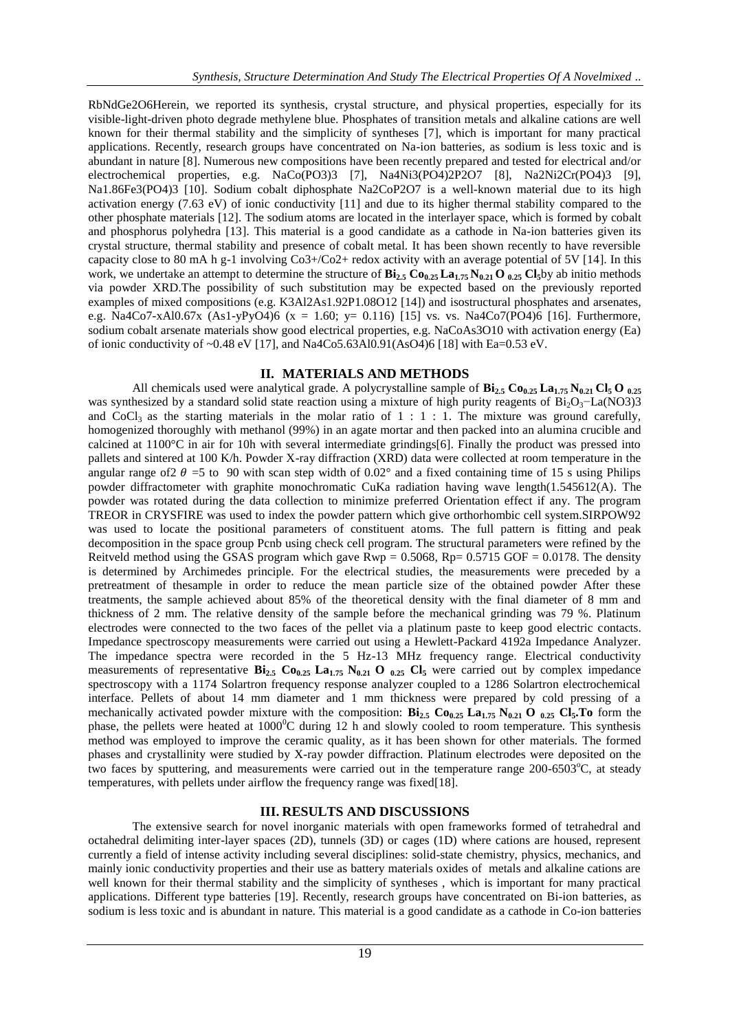RbNdGe2O6Herein, we reported its synthesis, crystal structure, and physical properties, especially for its visible-light-driven photo degrade methylene blue. Phosphates of transition metals and alkaline cations are well known for their thermal stability and the simplicity of syntheses [7], which is important for many practical applications. Recently, research groups have concentrated on Na-ion batteries, as sodium is less toxic and is abundant in nature [8]. Numerous new compositions have been recently prepared and tested for electrical and/or electrochemical properties, e.g. $NaCo(PO_3)_3$ [7], $Na_4Ni_3(PO_4)_2P_2O_7$ [8], $Na_2Ni_2Cr(PO_4)_3$ [9], $Na_{1.86}Fe_3(PO_4)_3$ [10]. Sodium cobalt diphosphate $Na_2CoP_2O_7$ is a well-known material due to its high activation energy (7.63 eV) of ionic conductivity [11] and due to its higher thermal stability compared to the other phosphate materials [12]. The sodium atoms are located in the interlayer space, which is formed by cobalt and phosphorus polyhedra [13]. This material is a good candidate as a cathode in Na-ion batteries given its crystal structure, thermal stability and presence of cobalt metal. It has been shown recently to have reversible capacity close to 80 mA h g-1 involving $Co^{3+}/Co^{2+}$ redox activity with an average potential of 5V [14]. In this work, we undertake an attempt to determine the structure of **$Bi_{2.5}Co_{0.25}La_{1.75}N_{0.21}O_{0.25}Cl_5$**by ab initio methods via powder XRD.The possibility of such substitution may be expected based on the previously reported examples of mixed compositions (e.g. $K_3Al_2As_{1.92}P_{1.08}O_{12}$ [14]) and isostructural phosphates and arsenates, e.g. $Na_4Co_{7-x}Al_{0.67x}(As_{1-y}P_yO_4)_6$ (x = 1.60; y= 0.116) [15] vs. vs. $Na_4Co_7(PO_4)_6$ [16]. Furthermore, sodium cobalt arsenate materials show good electrical properties, e.g. $NaCoAs_3O_{10}$ with activation energy (Ea) of ionic conductivity of ~0.48 eV [17], and $Na_4Co_{5.63}Al_{0.91}(AsO_4)_6$ [18] with Ea=0.53 eV.

## II. MATERIALS AND METHODS

All chemicals used were analytical grade. A polycrystalline sample of **$Bi_{2.5}Co_{0.25}La_{1.75}N_{0.21}Cl_5O_{0.25}$** was synthesized by a standard solid state reaction using a mixture of high purity reagents of $Bi_2O_3$−$La(NO_3)_3$ and $CoCl_3$ as the starting materials in the molar ratio of 1 : 1 : 1. The mixture was ground carefully, homogenized thoroughly with methanol (99%) in an agate mortar and then packed into an alumina crucible and calcined at 1100°C in air for 10h with several intermediate grindings[6]. Finally the product was pressed into pallets and sintered at 100 K/h. Powder X-ray diffraction (XRD) data were collected at room temperature in the angular range of$2\theta$ =5 to 90 with scan step width of 0.02° and a fixed containing time of 15 s using Philips powder diffractometer with graphite monochromatic CuKa radiation having wave length(1.545612(A). The powder was rotated during the data collection to minimize preferred Orientation effect if any. The program TREOR in CRYSFIRE was used to index the powder pattern which give orthorhombic cell system.SIRPOW92 was used to locate the positional parameters of constituent atoms. The full pattern is fitting and peak decomposition in the space group Pcnb using check cell program. The structural parameters were refined by the Reitveld method using the GSAS program which gave Rwp = 0.5068, Rp= 0.5715 GOF = 0.0178. The density is determined by Archimedes principle. For the electrical studies, the measurements were preceded by a pretreatment of thesample in order to reduce the mean particle size of the obtained powder After these treatments, the sample achieved about 85% of the theoretical density with the final diameter of 8 mm and thickness of 2 mm. The relative density of the sample before the mechanical grinding was 79 %. Platinum electrodes were connected to the two faces of the pellet via a platinum paste to keep good electric contacts. Impedance spectroscopy measurements were carried out using a Hewlett-Packard 4192a Impedance Analyzer. The impedance spectra were recorded in the 5 Hz-13 MHz frequency range. Electrical conductivity measurements of representative **$Bi_{2.5}Co_{0.25}La_{1.75}N_{0.21}O_{0.25}Cl_5$** were carried out by complex impedance spectroscopy with a 1174 Solartron frequency response analyzer coupled to a 1286 Solartron electrochemical interface. Pellets of about 14 mm diameter and 1 mm thickness were prepared by cold pressing of a mechanically activated powder mixture with the composition: **$Bi_{2.5}Co_{0.25}La_{1.75}N_{0.21}O_{0.25}Cl_5$.To** form the phase, the pellets were heated at $1000^0$C during 12 h and slowly cooled to room temperature. This synthesis method was employed to improve the ceramic quality, as it has been shown for other materials. The formed phases and crystallinity were studied by X-ray powder diffraction. Platinum electrodes were deposited on the two faces by sputtering, and measurements were carried out in the temperature range 200-6503$^o$C, at steady temperatures, with pellets under airflow the frequency range was fixed[18].

## III. RESULTS AND DISCUSSIONS

The extensive search for novel inorganic materials with open frameworks formed of tetrahedral and octahedral delimiting inter-layer spaces (2D), tunnels (3D) or cages (1D) where cations are housed, represent currently a field of intense activity including several disciplines: solid-state chemistry, physics, mechanics, and mainly ionic conductivity properties and their use as battery materials oxides of metals and alkaline cations are well known for their thermal stability and the simplicity of syntheses , which is important for many practical applications. Different type batteries [19]. Recently, research groups have concentrated on Bi-ion batteries, as sodium is less toxic and is abundant in nature. This material is a good candidate as a cathode in Co-ion batteries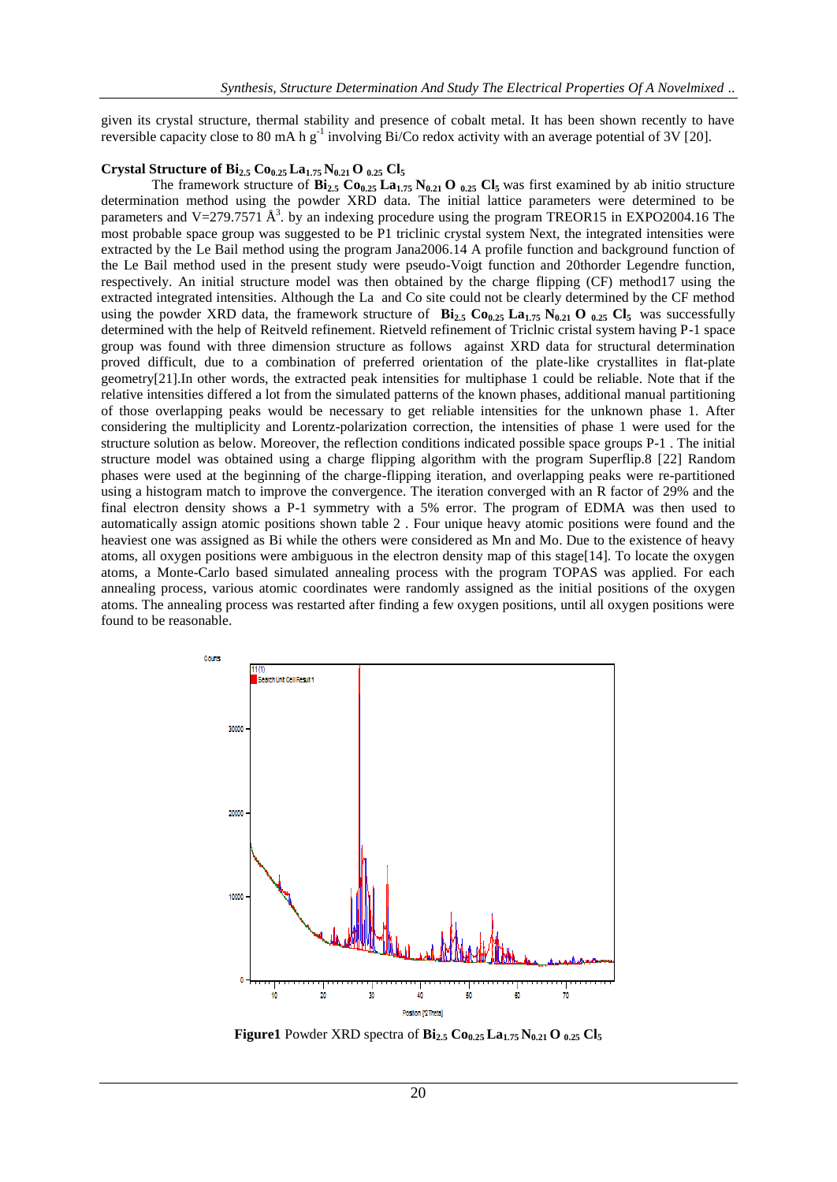given its crystal structure, thermal stability and presence of cobalt metal. It has been shown recently to have reversible capacity close to 80 mA h $g^{-1}$ involving Bi/Co redox activity with an average potential of 3V [20].

**Crystal Structure of $Bi_{2.5}$ $Co_{0.25}$ $La_{1.75}$ $N_{0.21}$ O $_{0.25}$ $Cl_5$**

The framework structure of **$Bi_{2.5}$ $Co_{0.25}$ $La_{1.75}$ $N_{0.21}$ O $_{0.25}$ $Cl_5$** was first examined by ab initio structure determination method using the powder XRD data. The initial lattice parameters were determined to be parameters and V=279.7571 Å$^3$. by an indexing procedure using the program TREOR15 in EXPO2004.16 The most probable space group was suggested to be P1 triclinic crystal system Next, the integrated intensities were extracted by the Le Bail method using the program Jana2006.14 A profile function and background function of the Le Bail method used in the present study were pseudo-Voigt function and 20thorder Legendre function, respectively. An initial structure model was then obtained by the charge flipping (CF) method17 using the extracted integrated intensities. Although the La and Co site could not be clearly determined by the CF method using the powder XRD data, the framework structure of **$Bi_{2.5}$ $Co_{0.25}$ $La_{1.75}$ $N_{0.21}$ O $_{0.25}$ $Cl_5$** was successfully determined with the help of Reitveld refinement. Rietveld refinement of Triclnic cristal system having P-1 space group was found with three dimension structure as follows against XRD data for structural determination proved difficult, due to a combination of preferred orientation of the plate-like crystallites in flat-plate geometry[21].In other words, the extracted peak intensities for multiphase 1 could be reliable. Note that if the relative intensities differed a lot from the simulated patterns of the known phases, additional manual partitioning of those overlapping peaks would be necessary to get reliable intensities for the unknown phase 1. After considering the multiplicity and Lorentz-polarization correction, the intensities of phase 1 were used for the structure solution as below. Moreover, the reflection conditions indicated possible space groups P-1 . The initial structure model was obtained using a charge flipping algorithm with the program Superflip.8 [22] Random phases were used at the beginning of the charge-flipping iteration, and overlapping peaks were re-partitioned using a histogram match to improve the convergence. The iteration converged with an R factor of 29% and the final electron density shows a P-1 symmetry with a 5% error. The program of EDMA was then used to automatically assign atomic positions shown table 2 . Four unique heavy atomic positions were found and the heaviest one was assigned as Bi while the others were considered as Mn and Mo. Due to the existence of heavy atoms, all oxygen positions were ambiguous in the electron density map of this stage[14]. To locate the oxygen atoms, a Monte-Carlo based simulated annealing process with the program TOPAS was applied. For each annealing process, various atomic coordinates were randomly assigned as the initial positions of the oxygen atoms. The annealing process was restarted after finding a few oxygen positions, until all oxygen positions were found to be reasonable.

**Figure1** Powder XRD spectra of **$Bi_{2.5}$ $Co_{0.25}$ $La_{1.75}$ $N_{0.21}$ O $_{0.25}$ $Cl_5$**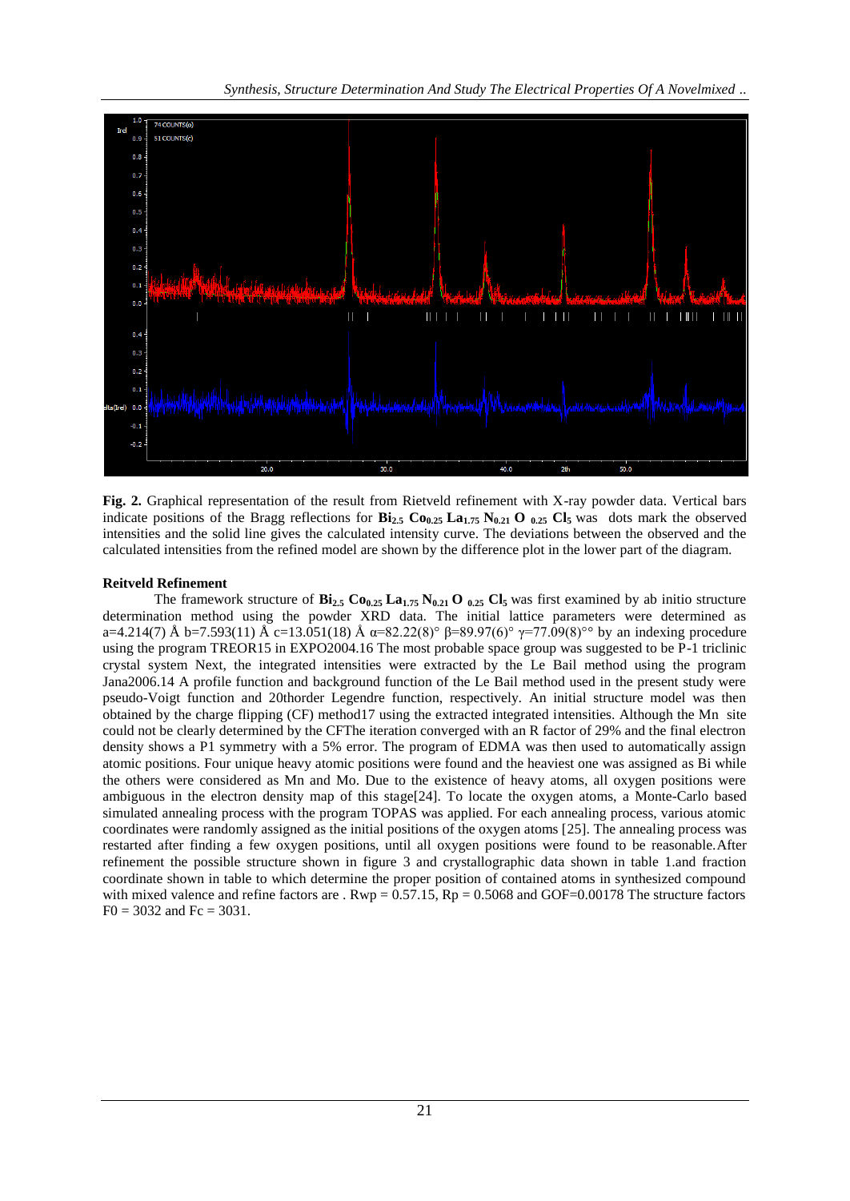**Fig. 2.** Graphical representation of the result from Rietveld refinement with X-ray powder data. Vertical bars indicate positions of the Bragg reflections for $Bi_{2.5}$ $Co_{0.25}$ $La_{1.75}$ $N_{0.21}$ $O_{0.25}$ $Cl_5$ was dots mark the observed intensities and the solid line gives the calculated intensity curve. The deviations between the observed and the calculated intensities from the refined model are shown by the difference plot in the lower part of the diagram.

**Reitveld Refinement**

The framework structure of $Bi_{2.5}$ $Co_{0.25}$ $La_{1.75}$ $N_{0.21}$ $O_{0.25}$ $Cl_5$ was first examined by ab initio structure determination method using the powder XRD data. The initial lattice parameters were determined as a=4.214(7) Å b=7.593(11) Å c=13.051(18) Å α=82.22(8)° β=89.97(6)° γ=77.09(8)°° by an indexing procedure using the program TREOR15 in EXPO2004.16 The most probable space group was suggested to be P-1 triclinic crystal system Next, the integrated intensities were extracted by the Le Bail method using the program Jana2006.14 A profile function and background function of the Le Bail method used in the present study were pseudo-Voigt function and 20thorder Legendre function, respectively. An initial structure model was then obtained by the charge flipping (CF) method17 using the extracted integrated intensities. Although the Mn site could not be clearly determined by the CFThe iteration converged with an R factor of 29% and the final electron density shows a P1 symmetry with a 5% error. The program of EDMA was then used to automatically assign atomic positions. Four unique heavy atomic positions were found and the heaviest one was assigned as Bi while the others were considered as Mn and Mo. Due to the existence of heavy atoms, all oxygen positions were ambiguous in the electron density map of this stage[24]. To locate the oxygen atoms, a Monte-Carlo based simulated annealing process with the program TOPAS was applied. For each annealing process, various atomic coordinates were randomly assigned as the initial positions of the oxygen atoms [25]. The annealing process was restarted after finding a few oxygen positions, until all oxygen positions were found to be reasonable.After refinement the possible structure shown in figure 3 and crystallographic data shown in table 1.and fraction coordinate shown in table to which determine the proper position of contained atoms in synthesized compound with mixed valence and refine factors are . Rwp = 0.57.15, Rp = 0.5068 and GOF=0.00178 The structure factors F0 = 3032 and Fc = 3031.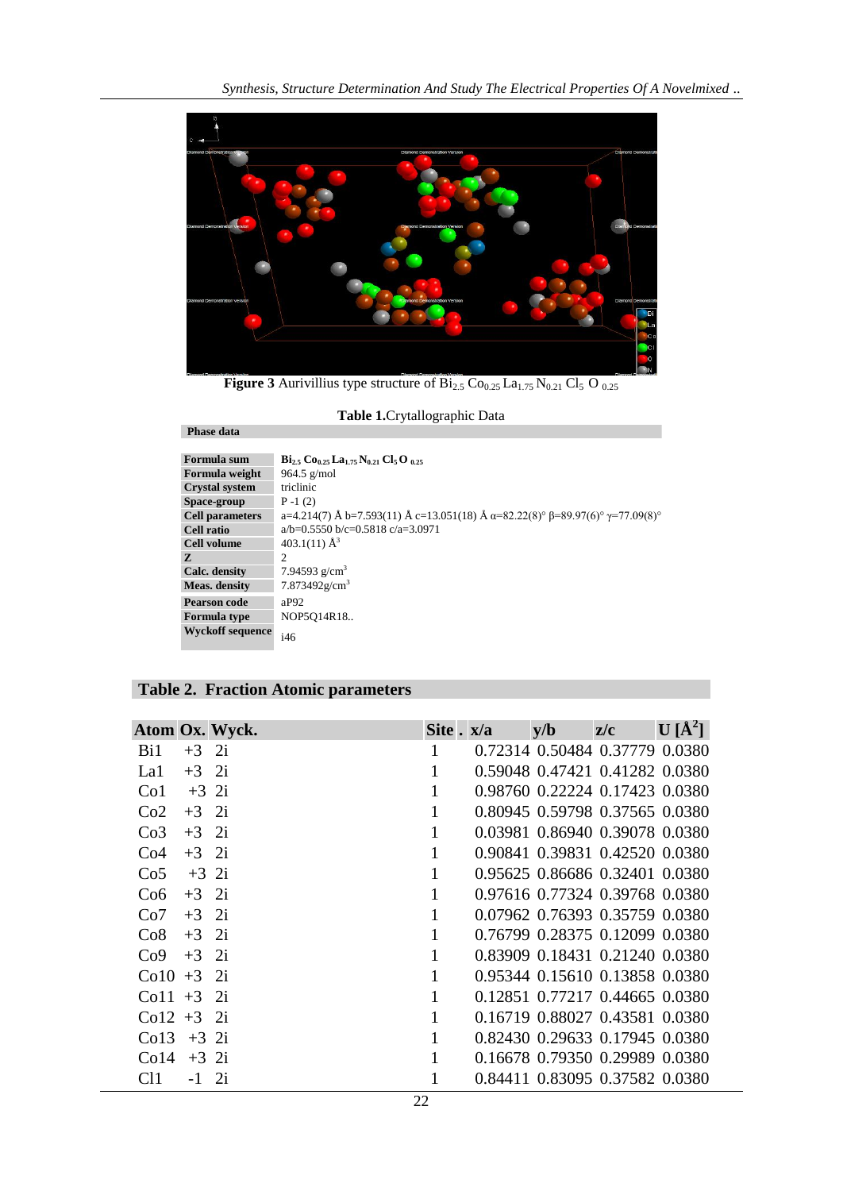**Figure 3** Aurivillius type structure of $Bi_{2.5}\,Co_{0.25}\,La_{1.75}\,N_{0.21}\,Cl_5\,O_{0.25}$

**Table 1.**Crytallographic Data

| **Phase data** | |
|---|---|
| **Formula sum** | $Bi_{2.5}\,Co_{0.25}\,La_{1.75}\,N_{0.21}\,Cl_5\,O_{0.25}$ |
| **Formula weight** | 964.5 g/mol |
| **Crystal system** | triclinic |
| **Space-group** | P -1 (2) |
| **Cell parameters** | a=4.214(7) Å b=7.593(11) Å c=13.051(18) Å α=82.22(8)° β=89.97(6)° γ=77.09(8)° |
| **Cell ratio** | a/b=0.5550 b/c=0.5818 c/a=3.0971 |
| **Cell volume** | 403.1(11) $Å^3$ |
| **Z** | 2 |
| **Calc. density** | 7.94593 $g/cm^3$ |
| **Meas. density** | 7.873492 $g/cm^3$ |
| **Pearson code** | aP92 |
| **Formula type** | NOP5Q14R18.. |
| **Wyckoff sequence** | i46 |

## Table 2. Fraction Atomic parameters

| Atom | Ox. | Wyck. | Site | x/a | y/b | z/c | U [$Å^2$] |
|---|---|---|---|---|---|---|---|
| Bi1 | +3 | 2i | 1 | 0.72314 | 0.50484 | 0.37779 | 0.0380 |
| La1 | +3 | 2i | 1 | 0.59048 | 0.47421 | 0.41282 | 0.0380 |
| Co1 | +3 | 2i | 1 | 0.98760 | 0.22224 | 0.17423 | 0.0380 |
| Co2 | +3 | 2i | 1 | 0.80945 | 0.59798 | 0.37565 | 0.0380 |
| Co3 | +3 | 2i | 1 | 0.03981 | 0.86940 | 0.39078 | 0.0380 |
| Co4 | +3 | 2i | 1 | 0.90841 | 0.39831 | 0.42520 | 0.0380 |
| Co5 | +3 | 2i | 1 | 0.95625 | 0.86686 | 0.32401 | 0.0380 |
| Co6 | +3 | 2i | 1 | 0.97616 | 0.77324 | 0.39768 | 0.0380 |
| Co7 | +3 | 2i | 1 | 0.07962 | 0.76393 | 0.35759 | 0.0380 |
| Co8 | +3 | 2i | 1 | 0.76799 | 0.28375 | 0.12099 | 0.0380 |
| Co9 | +3 | 2i | 1 | 0.83909 | 0.18431 | 0.21240 | 0.0380 |
| Co10 | +3 | 2i | 1 | 0.95344 | 0.15610 | 0.13858 | 0.0380 |
| Co11 | +3 | 2i | 1 | 0.12851 | 0.77217 | 0.44665 | 0.0380 |
| Co12 | +3 | 2i | 1 | 0.16719 | 0.88027 | 0.43581 | 0.0380 |
| Co13 | +3 | 2i | 1 | 0.82430 | 0.29633 | 0.17945 | 0.0380 |
| Co14 | +3 | 2i | 1 | 0.16678 | 0.79350 | 0.29989 | 0.0380 |
| Cl1 | -1 | 2i | 1 | 0.84411 | 0.83095 | 0.37582 | 0.0380 |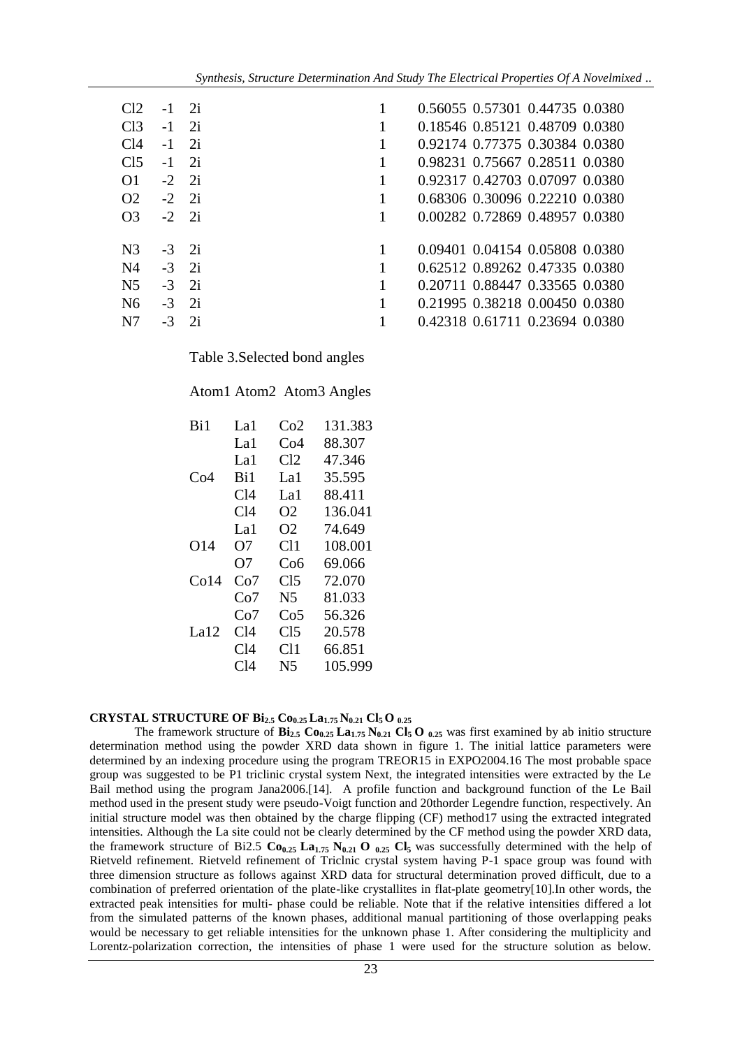| | | | | | | | |
|---|---|---|---|---|---|---|---|
| Cl2 | -1 | 2i | 1 | 0.56055 | 0.57301 | 0.44735 | 0.0380 |
| Cl3 | -1 | 2i | 1 | 0.18546 | 0.85121 | 0.48709 | 0.0380 |
| Cl4 | -1 | 2i | 1 | 0.92174 | 0.77375 | 0.30384 | 0.0380 |
| Cl5 | -1 | 2i | 1 | 0.98231 | 0.75667 | 0.28511 | 0.0380 |
| O1 | -2 | 2i | 1 | 0.92317 | 0.42703 | 0.07097 | 0.0380 |
| O2 | -2 | 2i | 1 | 0.68306 | 0.30096 | 0.22210 | 0.0380 |
| O3 | -2 | 2i | 1 | 0.00282 | 0.72869 | 0.48957 | 0.0380 |
| N3 | -3 | 2i | 1 | 0.09401 | 0.04154 | 0.05808 | 0.0380 |
| N4 | -3 | 2i | 1 | 0.62512 | 0.89262 | 0.47335 | 0.0380 |
| N5 | -3 | 2i | 1 | 0.20711 | 0.88447 | 0.33565 | 0.0380 |
| N6 | -3 | 2i | 1 | 0.21995 | 0.38218 | 0.00450 | 0.0380 |
| N7 | -3 | 2i | 1 | 0.42318 | 0.61711 | 0.23694 | 0.0380 |

Table 3.Selected bond angles

| Atom1 | Atom2 | Atom3 | Angles |
|---|---|---|---|
| Bi1 | La1 | Co2 | 131.383 |
| | La1 | Co4 | 88.307 |
| | La1 | Cl2 | 47.346 |
| Co4 | Bi1 | La1 | 35.595 |
| | Cl4 | La1 | 88.411 |
| | Cl4 | O2 | 136.041 |
| | La1 | O2 | 74.649 |
| O14 | O7 | Cl1 | 108.001 |
| | O7 | Co6 | 69.066 |
| Co14 | Co7 | Cl5 | 72.070 |
| | Co7 | N5 | 81.033 |
| | Co7 | Co5 | 56.326 |
| La12 | Cl4 | Cl5 | 20.578 |
| | Cl4 | Cl1 | 66.851 |
| | Cl4 | N5 | 105.999 |

**CRYSTAL STRUCTURE OF $Bi_{2.5}$ $Co_{0.25}$ $La_{1.75}$ $N_{0.21}$ $Cl_5$ $O_{0.25}$**

The framework structure of **$Bi_{2.5}$ $Co_{0.25}$ $La_{1.75}$ $N_{0.21}$ $Cl_5$ $O_{0.25}$** was first examined by ab initio structure determination method using the powder XRD data shown in figure 1. The initial lattice parameters were determined by an indexing procedure using the program TREOR15 in EXPO2004.16 The most probable space group was suggested to be P1 triclinic crystal system Next, the integrated intensities were extracted by the Le Bail method using the program Jana2006.[14]. A profile function and background function of the Le Bail method used in the present study were pseudo-Voigt function and 20thorder Legendre function, respectively. An initial structure model was then obtained by the charge flipping (CF) method17 using the extracted integrated intensities. Although the La site could not be clearly determined by the CF method using the powder XRD data, the framework structure of Bi2.5 **$Co_{0.25}$ $La_{1.75}$ $N_{0.21}$ $O_{0.25}$ $Cl_5$** was successfully determined with the help of Rietveld refinement. Rietveld refinement of Triclnic crystal system having P-1 space group was found with three dimension structure as follows against XRD data for structural determination proved difficult, due to a combination of preferred orientation of the plate-like crystallites in flat-plate geometry[10].In other words, the extracted peak intensities for multi- phase could be reliable. Note that if the relative intensities differed a lot from the simulated patterns of the known phases, additional manual partitioning of those overlapping peaks would be necessary to get reliable intensities for the unknown phase 1. After considering the multiplicity and Lorentz-polarization correction, the intensities of phase 1 were used for the structure solution as below.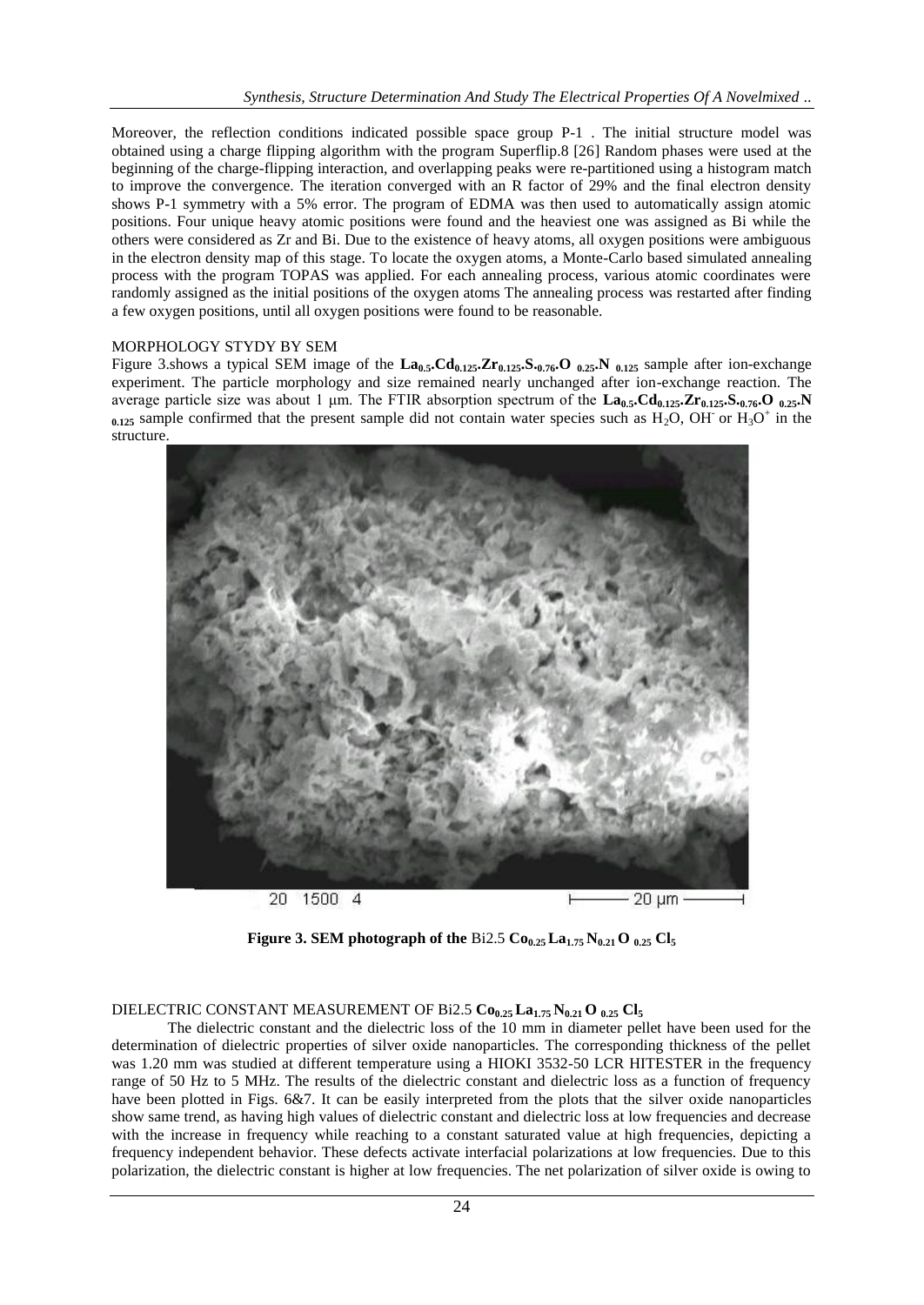Moreover, the reflection conditions indicated possible space group P-1 . The initial structure model was obtained using a charge flipping algorithm with the program Superflip.8 [26] Random phases were used at the beginning of the charge-flipping interaction, and overlapping peaks were re-partitioned using a histogram match to improve the convergence. The iteration converged with an R factor of 29% and the final electron density shows P-1 symmetry with a 5% error. The program of EDMA was then used to automatically assign atomic positions. Four unique heavy atomic positions were found and the heaviest one was assigned as Bi while the others were considered as Zr and Bi. Due to the existence of heavy atoms, all oxygen positions were ambiguous in the electron density map of this stage. To locate the oxygen atoms, a Monte-Carlo based simulated annealing process with the program TOPAS was applied. For each annealing process, various atomic coordinates were randomly assigned as the initial positions of the oxygen atoms The annealing process was restarted after finding a few oxygen positions, until all oxygen positions were found to be reasonable.

MORPHOLOGY STYDY BY SEM

Figure 3.shows a typical SEM image of the $\mathbf{La_{0.5}.Cd_{0.125}.Zr_{0.125}.S._{0.76}.O_{\ 0.25}.N_{\ 0.125}}$ sample after ion-exchange experiment. The particle morphology and size remained nearly unchanged after ion-exchange reaction. The average particle size was about 1 μm. The FTIR absorption spectrum of the $\mathbf{La_{0.5}.Cd_{0.125}.Zr_{0.125}.S._{0.76}.O_{\ 0.25}.N_{\ 0.125}}$ sample confirmed that the present sample did not contain water species such as $H_2O$, $OH^-$ or $H_3O^+$ in the structure.

**Figure 3. SEM photograph of the** Bi2.5 $\mathbf{Co_{0.25}\,La_{1.75}\,N_{0.21}\,O_{\ 0.25}\,Cl_5}$

DIELECTRIC CONSTANT MEASUREMENT OF Bi2.5 $\mathbf{Co_{0.25}\,La_{1.75}\,N_{0.21}\,O_{\ 0.25}\,Cl_5}$

The dielectric constant and the dielectric loss of the 10 mm in diameter pellet have been used for the determination of dielectric properties of silver oxide nanoparticles. The corresponding thickness of the pellet was 1.20 mm was studied at different temperature using a HIOKI 3532-50 LCR HITESTER in the frequency range of 50 Hz to 5 MHz. The results of the dielectric constant and dielectric loss as a function of frequency have been plotted in Figs. 6&7. It can be easily interpreted from the plots that the silver oxide nanoparticles show same trend, as having high values of dielectric constant and dielectric loss at low frequencies and decrease with the increase in frequency while reaching to a constant saturated value at high frequencies, depicting a frequency independent behavior. These defects activate interfacial polarizations at low frequencies. Due to this polarization, the dielectric constant is higher at low frequencies. The net polarization of silver oxide is owing to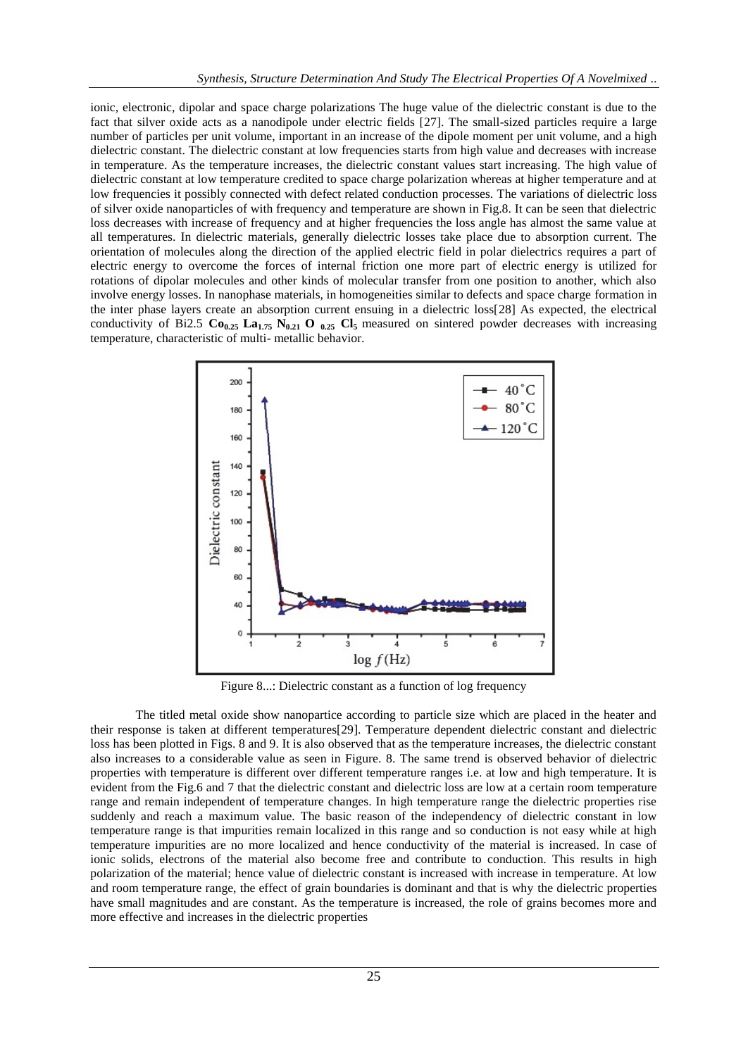ionic, electronic, dipolar and space charge polarizations The huge value of the dielectric constant is due to the fact that silver oxide acts as a nanodipole under electric fields [27]. The small-sized particles require a large number of particles per unit volume, important in an increase of the dipole moment per unit volume, and a high dielectric constant. The dielectric constant at low frequencies starts from high value and decreases with increase in temperature. As the temperature increases, the dielectric constant values start increasing. The high value of dielectric constant at low temperature credited to space charge polarization whereas at higher temperature and at low frequencies it possibly connected with defect related conduction processes. The variations of dielectric loss of silver oxide nanoparticles of with frequency and temperature are shown in Fig.8. It can be seen that dielectric loss decreases with increase of frequency and at higher frequencies the loss angle has almost the same value at all temperatures. In dielectric materials, generally dielectric losses take place due to absorption current. The orientation of molecules along the direction of the applied electric field in polar dielectrics requires a part of electric energy to overcome the forces of internal friction one more part of electric energy is utilized for rotations of dipolar molecules and other kinds of molecular transfer from one position to another, which also involve energy losses. In nanophase materials, in homogeneities similar to defects and space charge formation in the inter phase layers create an absorption current ensuing in a dielectric loss[28] As expected, the electrical conductivity of Bi2.5 $\mathbf{Co_{0.25}}$ $\mathbf{La_{1.75}}$ $\mathbf{N_{0.21}}$ $\mathbf{O_{\ 0.25}}$ $\mathbf{Cl_5}$ measured on sintered powder decreases with increasing temperature, characteristic of multi- metallic behavior.

Figure 8...: Dielectric constant as a function of log frequency

The titled metal oxide show nanopartice according to particle size which are placed in the heater and their response is taken at different temperatures[29]. Temperature dependent dielectric constant and dielectric loss has been plotted in Figs. 8 and 9. It is also observed that as the temperature increases, the dielectric constant also increases to a considerable value as seen in Figure. 8. The same trend is observed behavior of dielectric properties with temperature is different over different temperature ranges i.e. at low and high temperature. It is evident from the Fig.6 and 7 that the dielectric constant and dielectric loss are low at a certain room temperature range and remain independent of temperature changes. In high temperature range the dielectric properties rise suddenly and reach a maximum value. The basic reason of the independency of dielectric constant in low temperature range is that impurities remain localized in this range and so conduction is not easy while at high temperature impurities are no more localized and hence conductivity of the material is increased. In case of ionic solids, electrons of the material also become free and contribute to conduction. This results in high polarization of the material; hence value of dielectric constant is increased with increase in temperature. At low and room temperature range, the effect of grain boundaries is dominant and that is why the dielectric properties have small magnitudes and are constant. As the temperature is increased, the role of grains becomes more and more effective and increases in the dielectric properties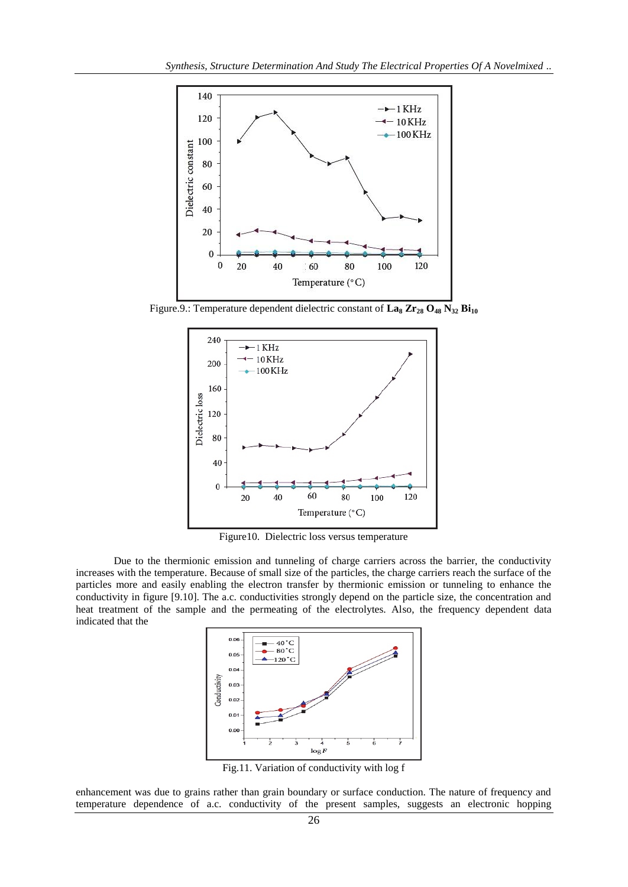Figure.9.: Temperature dependent dielectric constant of $La_8 Zr_{28} O_{48} N_{32} Bi_{10}$

Figure10. Dielectric loss versus temperature

Due to the thermionic emission and tunneling of charge carriers across the barrier, the conductivity increases with the temperature. Because of small size of the particles, the charge carriers reach the surface of the particles more and easily enabling the electron transfer by thermionic emission or tunneling to enhance the conductivity in figure [9.10]. The a.c. conductivities strongly depend on the particle size, the concentration and heat treatment of the sample and the permeating of the electrolytes. Also, the frequency dependent data indicated that the

Fig.11. Variation of conductivity with log f

enhancement was due to grains rather than grain boundary or surface conduction. The nature of frequency and temperature dependence of a.c. conductivity of the present samples, suggests an electronic hopping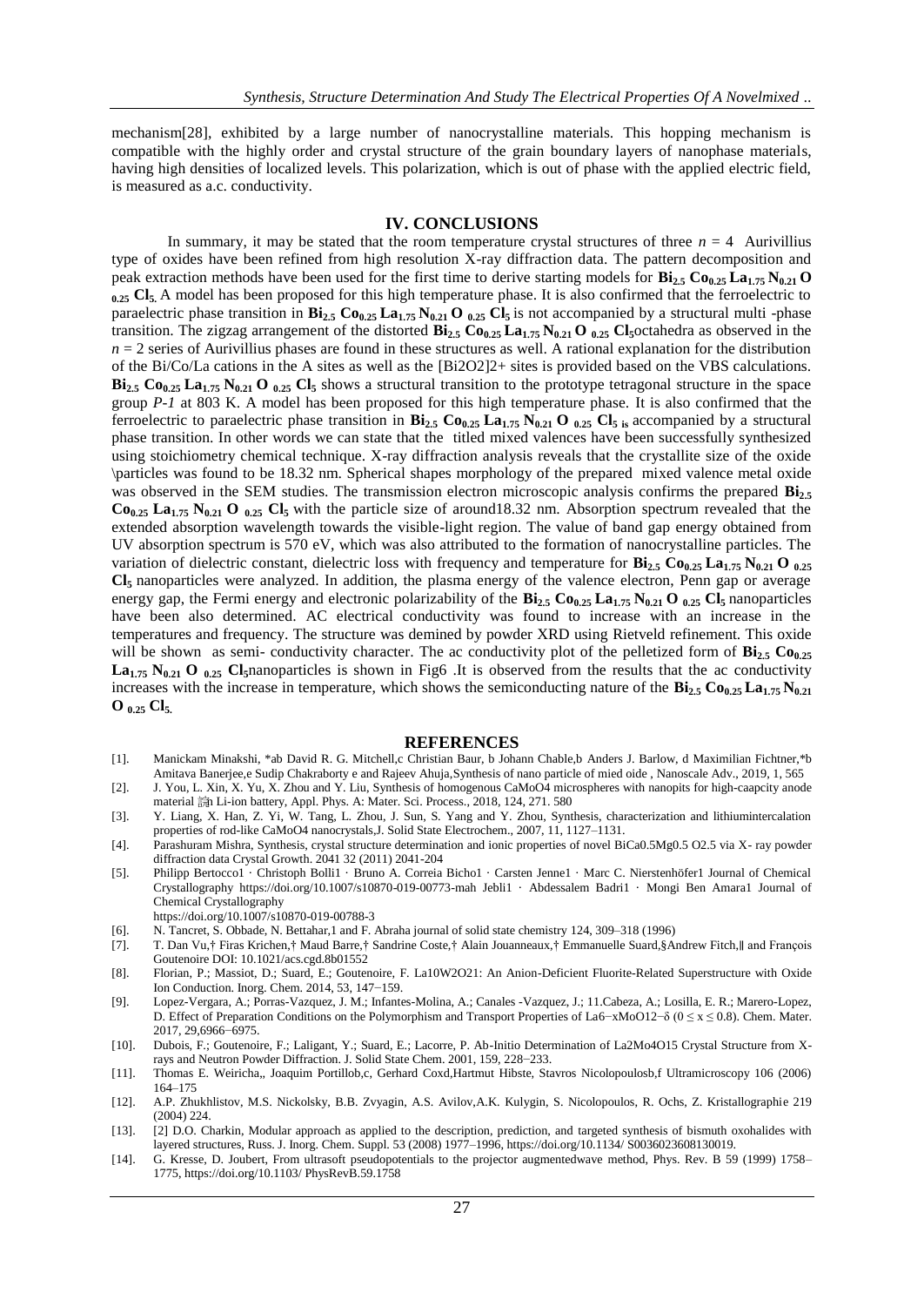mechanism[28], exhibited by a large number of nanocrystalline materials. This hopping mechanism is compatible with the highly order and crystal structure of the grain boundary layers of nanophase materials, having high densities of localized levels. This polarization, which is out of phase with the applied electric field, is measured as a.c. conductivity.

## IV. CONCLUSIONS

In summary, it may be stated that the room temperature crystal structures of three $n = 4$ Aurivillius type of oxides have been refined from high resolution X-ray diffraction data. The pattern decomposition and peak extraction methods have been used for the first time to derive starting models for $\mathbf{Bi_{2.5}\,Co_{0.25}\,La_{1.75}\,N_{0.21}\,O_{0.25}\,Cl_5}$. A model has been proposed for this high temperature phase. It is also confirmed that the ferroelectric to paraelectric phase transition in $\mathbf{Bi_{2.5}\,Co_{0.25}\,La_{1.75}\,N_{0.21}\,O_{0.25}\,Cl_5}$ is not accompanied by a structural multi -phase transition. The zigzag arrangement of the distorted $\mathbf{Bi_{2.5}\,Co_{0.25}\,La_{1.75}\,N_{0.21}\,O_{0.25}\,Cl_5}$octahedra as observed in the $n = 2$ series of Aurivillius phases are found in these structures as well. A rational explanation for the distribution of the Bi/Co/La cations in the A sites as well as the [Bi2O2]2+ sites is provided based on the VBS calculations. $\mathbf{Bi_{2.5}\,Co_{0.25}\,La_{1.75}\,N_{0.21}\,O_{0.25}\,Cl_5}$ shows a structural transition to the prototype tetragonal structure in the space group *P-1* at 803 K. A model has been proposed for this high temperature phase. It is also confirmed that the ferroelectric to paraelectric phase transition in $\mathbf{Bi_{2.5}\,Co_{0.25}\,La_{1.75}\,N_{0.21}\,O_{0.25}\,Cl_5}$ is accompanied by a structural phase transition. In other words we can state that the titled mixed valences have been successfully synthesized using stoichiometry chemical technique. X-ray diffraction analysis reveals that the crystallite size of the oxide \particles was found to be 18.32 nm. Spherical shapes morphology of the prepared mixed valence metal oxide was observed in the SEM studies. The transmission electron microscopic analysis confirms the prepared $\mathbf{Bi_{2.5}\,Co_{0.25}\,La_{1.75}\,N_{0.21}\,O_{0.25}\,Cl_5}$ with the particle size of around18.32 nm. Absorption spectrum revealed that the extended absorption wavelength towards the visible-light region. The value of band gap energy obtained from UV absorption spectrum is 570 eV, which was also attributed to the formation of nanocrystalline particles. The variation of dielectric constant, dielectric loss with frequency and temperature for $\mathbf{Bi_{2.5}\,Co_{0.25}\,La_{1.75}\,N_{0.21}\,O_{0.25}\,Cl_5}$ nanoparticles were analyzed. In addition, the plasma energy of the valence electron, Penn gap or average energy gap, the Fermi energy and electronic polarizability of the $\mathbf{Bi_{2.5}\,Co_{0.25}\,La_{1.75}\,N_{0.21}\,O_{0.25}\,Cl_5}$ nanoparticles have been also determined. AC electrical conductivity was found to increase with an increase in the temperatures and frequency. The structure was demined by powder XRD using Rietveld refinement. This oxide will be shown as semi- conductivity character. The ac conductivity plot of the pelletized form of $\mathbf{Bi_{2.5}\,Co_{0.25}\,La_{1.75}\,N_{0.21}\,O_{0.25}\,Cl_5}$nanoparticles is shown in Fig6 .It is observed from the results that the ac conductivity increases with the increase in temperature, which shows the semiconducting nature of the $\mathbf{Bi_{2.5}\,Co_{0.25}\,La_{1.75}\,N_{0.21}\,O_{0.25}\,Cl_5}$.

## REFERENCES

[1]. Manickam Minakshi, *ab David R. G. Mitchell,c Christian Baur, b Johann Chable,b Anders J. Barlow, d Maximilian Fichtner,*b Amitava Banerjee,e Sudip Chakraborty e and Rajeev Ahuja,Synthesis of nano particle of mied oide , Nanoscale Adv., 2019, 1, 565

[2]. J. You, L. Xin, X. Yu, X. Zhou and Y. Liu, Synthesis of homogenous CaMoO4 microspheres with nanopits for high-caapcity anode material 諭n Li-ion battery, Appl. Phys. A: Mater. Sci. Process., 2018, 124, 271. 580

[3]. Y. Liang, X. Han, Z. Yi, W. Tang, L. Zhou, J. Sun, S. Yang and Y. Zhou, Synthesis, characterization and lithiumintercalation properties of rod-like CaMoO4 nanocrystals,J. Solid State Electrochem., 2007, 11, 1127–1131.

[4]. Parashuram Mishra, Synthesis, crystal structure determination and ionic properties of novel BiCa0.5Mg0.5 O2.5 via X- ray powder diffraction data Crystal Growth. 2041 32 (2011) 2041-204

[5]. Philipp Bertocco1 · Christoph Bolli1 · Bruno A. Correia Bicho1 · Carsten Jenne1 · Marc C. Nierstenhöfer1 Journal of Chemical Crystallography https://doi.org/10.1007/s10870-019-00773-mah Jebli1 · Abdessalem Badri1 · Mongi Ben Amara1 Journal of Chemical Crystallography
https://doi.org/10.1007/s10870-019-00788-3

[6]. N. Tancret, S. Obbade, N. Bettahar,1 and F. Abraha journal of solid state chemistry 124, 309–318 (1996)

[7]. T. Dan Vu,† Firas Krichen,† Maud Barre,† Sandrine Coste,† Alain Jouanneaux,† Emmanuelle Suard,§Andrew Fitch,∥ and François Goutenoire DOI: 10.1021/acs.cgd.8b01552

[8]. Florian, P.; Massiot, D.; Suard, E.; Goutenoire, F. La10W2O21: An Anion-Deficient Fluorite-Related Superstructure with Oxide Ion Conduction. Inorg. Chem. 2014, 53, 147−159.

[9]. Lopez-Vergara, A.; Porras-Vazquez, J. M.; Infantes-Molina, A.; Canales -Vazquez, J.; 11.Cabeza, A.; Losilla, E. R.; Marero-Lopez, D. Effect of Preparation Conditions on the Polymorphism and Transport Properties of La6−xMoO12−δ (0 ≤ x ≤ 0.8). Chem. Mater. 2017, 29,6966−6975.

[10]. Dubois, F.; Goutenoire, F.; Laligant, Y.; Suard, E.; Lacorre, P. Ab-Initio Determination of La2Mo4O15 Crystal Structure from X-rays and Neutron Powder Diffraction. J. Solid State Chem. 2001, 159, 228−233.

[11]. Thomas E. Weiricha,, Joaquim Portillob,c, Gerhard Coxd,Hartmut Hibste, Stavros Nicolopoulosb,f Ultramicroscopy 106 (2006) 164–175

[12]. A.P. Zhukhlistov, M.S. Nickolsky, B.B. Zvyagin, A.S. Avilov,A.K. Kulygin, S. Nicolopoulos, R. Ochs, Z. Kristallographie 219 (2004) 224.

[13]. [2] D.O. Charkin, Modular approach as applied to the description, prediction, and targeted synthesis of bismuth oxohalides with layered structures, Russ. J. Inorg. Chem. Suppl. 53 (2008) 1977–1996, https://doi.org/10.1134/ S0036023608130019.

[14]. G. Kresse, D. Joubert, From ultrasoft pseudopotentials to the projector augmentedwave method, Phys. Rev. B 59 (1999) 1758–1775, https://doi.org/10.1103/ PhysRevB.59.1758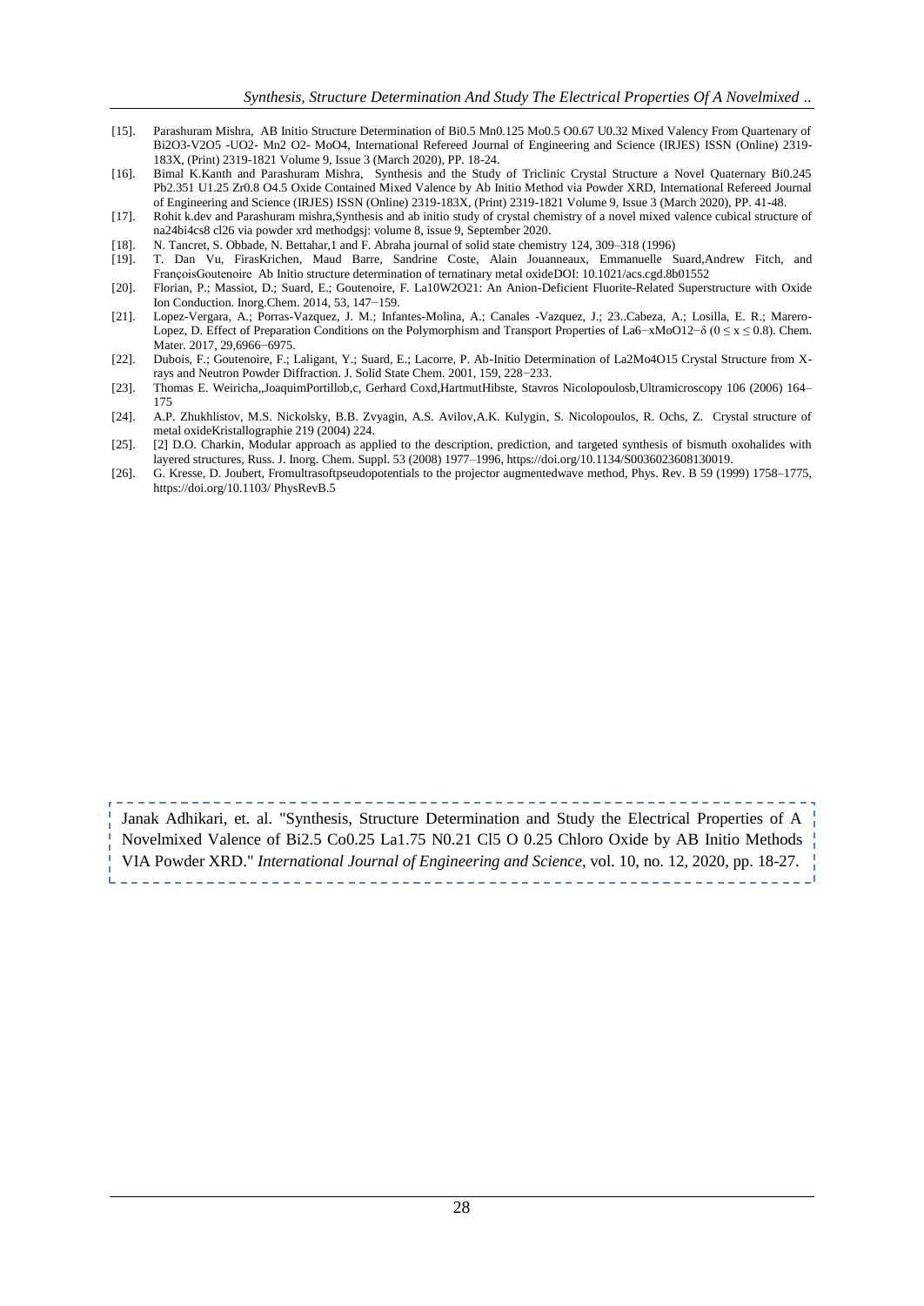[15]. Parashuram Mishra, AB Initio Structure Determination of Bi0.5 Mn0.125 Mo0.5 O0.67 U0.32 Mixed Valency From Quartenary of Bi2O3-V2O5 -UO2- Mn2 O2- MoO4, International Refereed Journal of Engineering and Science (IRJES) ISSN (Online) 2319-183X, (Print) 2319-1821 Volume 9, Issue 3 (March 2020), PP. 18-24.

[16]. Bimal K.Kanth and Parashuram Mishra, Synthesis and the Study of Triclinic Crystal Structure a Novel Quaternary Bi0.245 Pb2.351 U1.25 Zr0.8 O4.5 Oxide Contained Mixed Valence by Ab Initio Method via Powder XRD, International Refereed Journal of Engineering and Science (IRJES) ISSN (Online) 2319-183X, (Print) 2319-1821 Volume 9, Issue 3 (March 2020), PP. 41-48.

[17]. Rohit k.dev and Parashuram mishra,Synthesis and ab initio study of crystal chemistry of a novel mixed valence cubical structure of na24bi4cs8 cl26 via powder xrd methodgsj: volume 8, issue 9, September 2020.

[18]. N. Tancret, S. Obbade, N. Bettahar,1 and F. Abraha journal of solid state chemistry 124, 309–318 (1996)

[19]. T. Dan Vu, FirasKrichen, Maud Barre, Sandrine Coste, Alain Jouanneaux, Emmanuelle Suard,Andrew Fitch, and FrançoisGoutenoire Ab Initio structure determination of ternatinary metal oxideDOI: 10.1021/acs.cgd.8b01552

[20]. Florian, P.; Massiot, D.; Suard, E.; Goutenoire, F. La10W2O21: An Anion-Deficient Fluorite-Related Superstructure with Oxide Ion Conduction. Inorg.Chem. 2014, 53, 147−159.

[21]. Lopez-Vergara, A.; Porras-Vazquez, J. M.; Infantes-Molina, A.; Canales -Vazquez, J.; 23..Cabeza, A.; Losilla, E. R.; Marero-Lopez, D. Effect of Preparation Conditions on the Polymorphism and Transport Properties of La6−xMoO12−δ ($0 \leq x \leq 0.8$). Chem. Mater. 2017, 29,6966−6975.

[22]. Dubois, F.; Goutenoire, F.; Laligant, Y.; Suard, E.; Lacorre, P. Ab-Initio Determination of La2Mo4O15 Crystal Structure from X-rays and Neutron Powder Diffraction. J. Solid State Chem. 2001, 159, 228−233.

[23]. Thomas E. Weiricha,,JoaquimPortillob,c, Gerhard Coxd,HartmutHibste, Stavros Nicolopoulosb,Ultramicroscopy 106 (2006) 164–175

[24]. A.P. Zhukhlistov, M.S. Nickolsky, B.B. Zvyagin, A.S. Avilov,A.K. Kulygin, S. Nicolopoulos, R. Ochs, Z. Crystal structure of metal oxideKristallographie 219 (2004) 224.

[25]. [2] D.O. Charkin, Modular approach as applied to the description, prediction, and targeted synthesis of bismuth oxohalides with layered structures, Russ. J. Inorg. Chem. Suppl. 53 (2008) 1977–1996, https://doi.org/10.1134/S0036023608130019.

[26]. G. Kresse, D. Joubert, Fromultrasoftpseudopotentials to the projector augmentedwave method, Phys. Rev. B 59 (1999) 1758–1775, https://doi.org/10.1103/ PhysRevB.5

Janak Adhikari, et. al. "Synthesis, Structure Determination and Study the Electrical Properties of A Novelmixed Valence of Bi2.5 Co0.25 La1.75 N0.21 Cl5 O 0.25 Chloro Oxide by AB Initio Methods VIA Powder XRD." *International Journal of Engineering and Science*, vol. 10, no. 12, 2020, pp. 18-27.